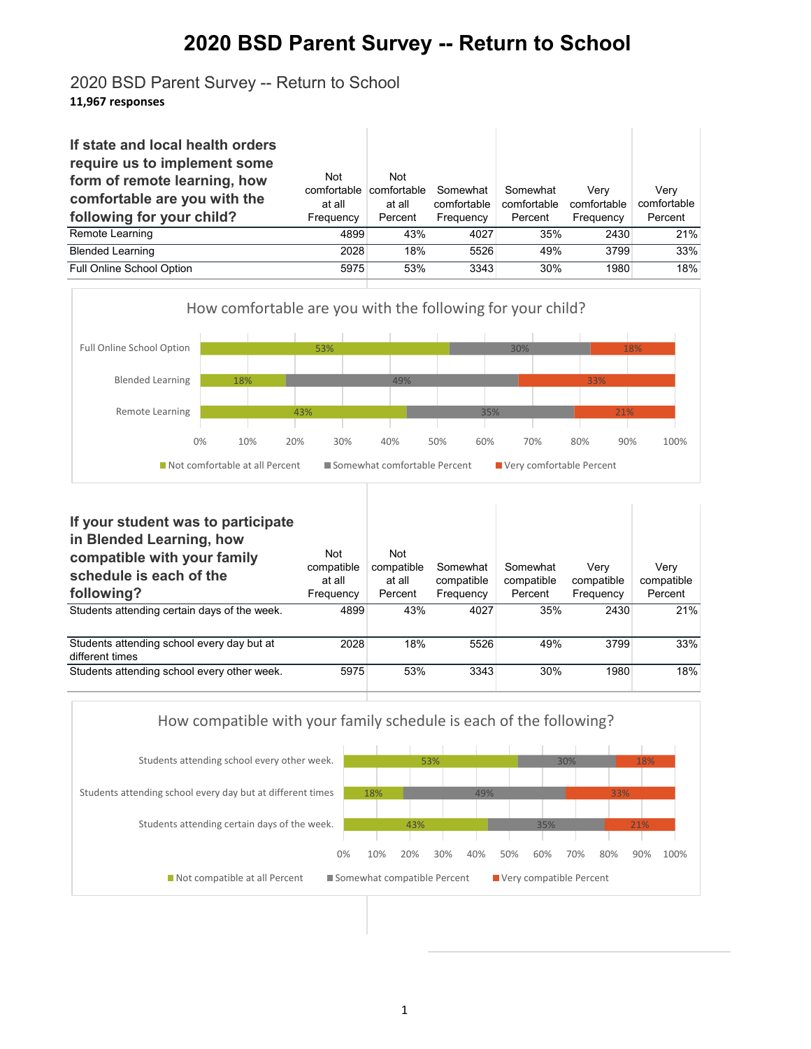# 2020 BSD Parent Survey -- Return to School

2020 BSD Parent Survey -- Return to School

**11,967 responses**

| If state and local health orders require us to implement some form of remote learning, how comfortable are you with the following for your child? | Not comfortable at all Frequency | Not comfortable at all Percent | Somewhat comfortable Frequency | Somewhat comfortable Percent | Very comfortable Frequency | Very comfortable Percent |
|---|---|---|---|---|---|---|
| Remote Learning | 4899 | 43% | 4027 | 35% | 2430 | 21% |
| Blended Learning | 2028 | 18% | 5526 | 49% | 3799 | 33% |
| Full Online School Option | 5975 | 53% | 3343 | 30% | 1980 | 18% |

How comfortable are you with the following for your child?

| | Not comfortable at all Percent | Somewhat comfortable Percent | Very comfortable Percent |
|---|---|---|---|
| Full Online School Option | 53% | 30% | 18% |
| Blended Learning | 18% | 49% | 33% |
| Remote Learning | 43% | 35% | 21% |

| If your student was to participate in Blended Learning, how compatible with your family schedule is each of the following? | Not compatible at all Frequency | Not compatible at all Percent | Somewhat compatible Frequency | Somewhat compatible Percent | Very compatible Frequency | Very compatible Percent |
|---|---|---|---|---|---|---|
| Students attending certain days of the week. | 4899 | 43% | 4027 | 35% | 2430 | 21% |
| Students attending school every day but at different times | 2028 | 18% | 5526 | 49% | 3799 | 33% |
| Students attending school every other week. | 5975 | 53% | 3343 | 30% | 1980 | 18% |

How compatible with your family schedule is each of the following?

| | Not compatible at all Percent | Somewhat compatible Percent | Very compatible Percent |
|---|---|---|---|
| Students attending school every other week. | 53% | 30% | 18% |
| Students attending school every day but at different times | 18% | 49% | 33% |
| Students attending certain days of the week. | 43% | 35% | 21% |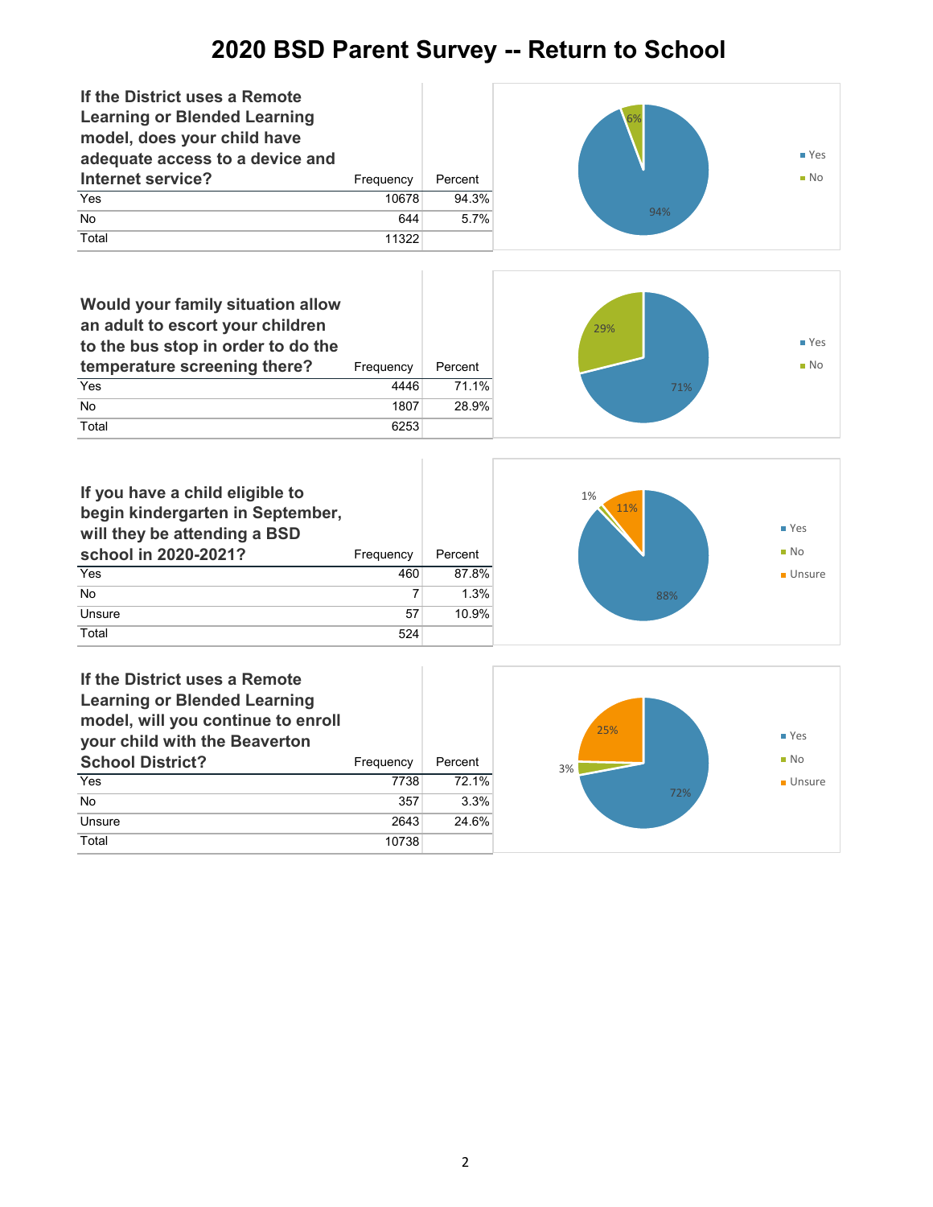# 2020 BSD Parent Survey -- Return to School

| If the District uses a Remote Learning or Blended Learning model, does your child have adequate access to a device and Internet service? | Frequency | Percent |
|---|---|---|
| Yes | 10678 | 94.3% |
| No | 644 | 5.7% |
| Total | 11322 | |

| Would your family situation allow an adult to escort your children to the bus stop in order to do the temperature screening there? | Frequency | Percent |
|---|---|---|
| Yes | 4446 | 71.1% |
| No | 1807 | 28.9% |
| Total | 6253 | |

| If you have a child eligible to begin kindergarten in September, will they be attending a BSD school in 2020-2021? | Frequency | Percent |
|---|---|---|
| Yes | 460 | 87.8% |
| No | 7 | 1.3% |
| Unsure | 57 | 10.9% |
| Total | 524 | |

| If the District uses a Remote Learning or Blended Learning model, will you continue to enroll your child with the Beaverton School District? | Frequency | Percent |
|---|---|---|
| Yes | 7738 | 72.1% |
| No | 357 | 3.3% |
| Unsure | 2643 | 24.6% |
| Total | 10738 | |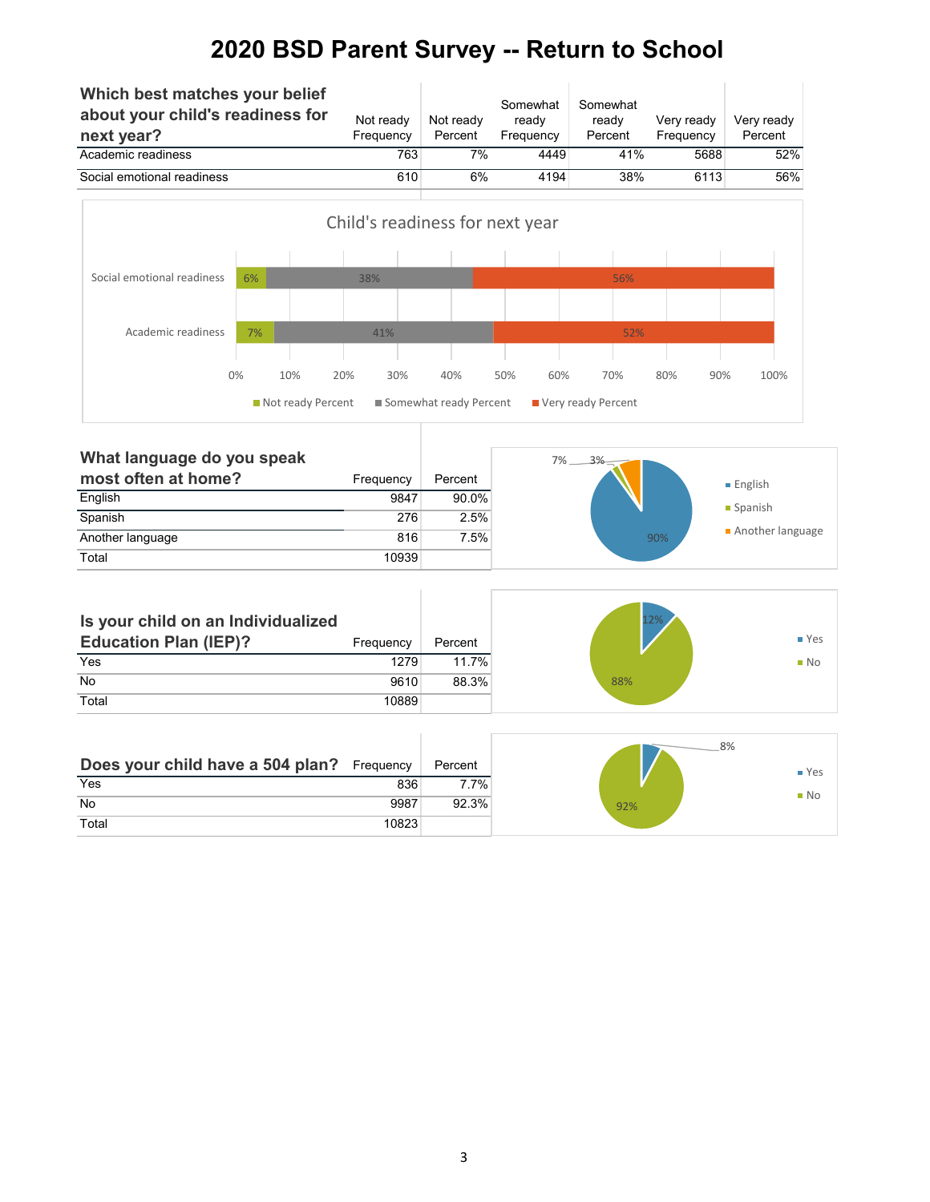# 2020 BSD Parent Survey -- Return to School

| Which best matches your belief about your child's readiness for next year? | Not ready Frequency | Not ready Percent | Somewhat ready Frequency | Somewhat ready Percent | Very ready Frequency | Very ready Percent |
|---|---|---|---|---|---|---|
| Academic readiness | 763 | 7% | 4449 | 41% | 5688 | 52% |
| Social emotional readiness | 610 | 6% | 4194 | 38% | 6113 | 56% |

Child's readiness for next year

Social emotional readiness
6%
38%
56%

Academic readiness
7%
41%
52%

0% 10% 20% 30% 40% 50% 60% 70% 80% 90% 100%

Not ready Percent
Somewhat ready Percent
Very ready Percent

| What language do you speak most often at home? | Frequency | Percent |
|---|---|---|
| English | 9847 | 90.0% |
| Spanish | 276 | 2.5% |
| Another language | 816 | 7.5% |
| Total | 10939 | |

7%
3%
90%

English
Spanish
Another language

| Is your child on an Individualized Education Plan (IEP)? | Frequency | Percent |
|---|---|---|
| Yes | 1279 | 11.7% |
| No | 9610 | 88.3% |
| Total | 10889 | |

12%
88%

Yes
No

| Does your child have a 504 plan? | Frequency | Percent |
|---|---|---|
| Yes | 836 | 7.7% |
| No | 9987 | 92.3% |
| Total | 10823 | |

8%
92%

Yes
No